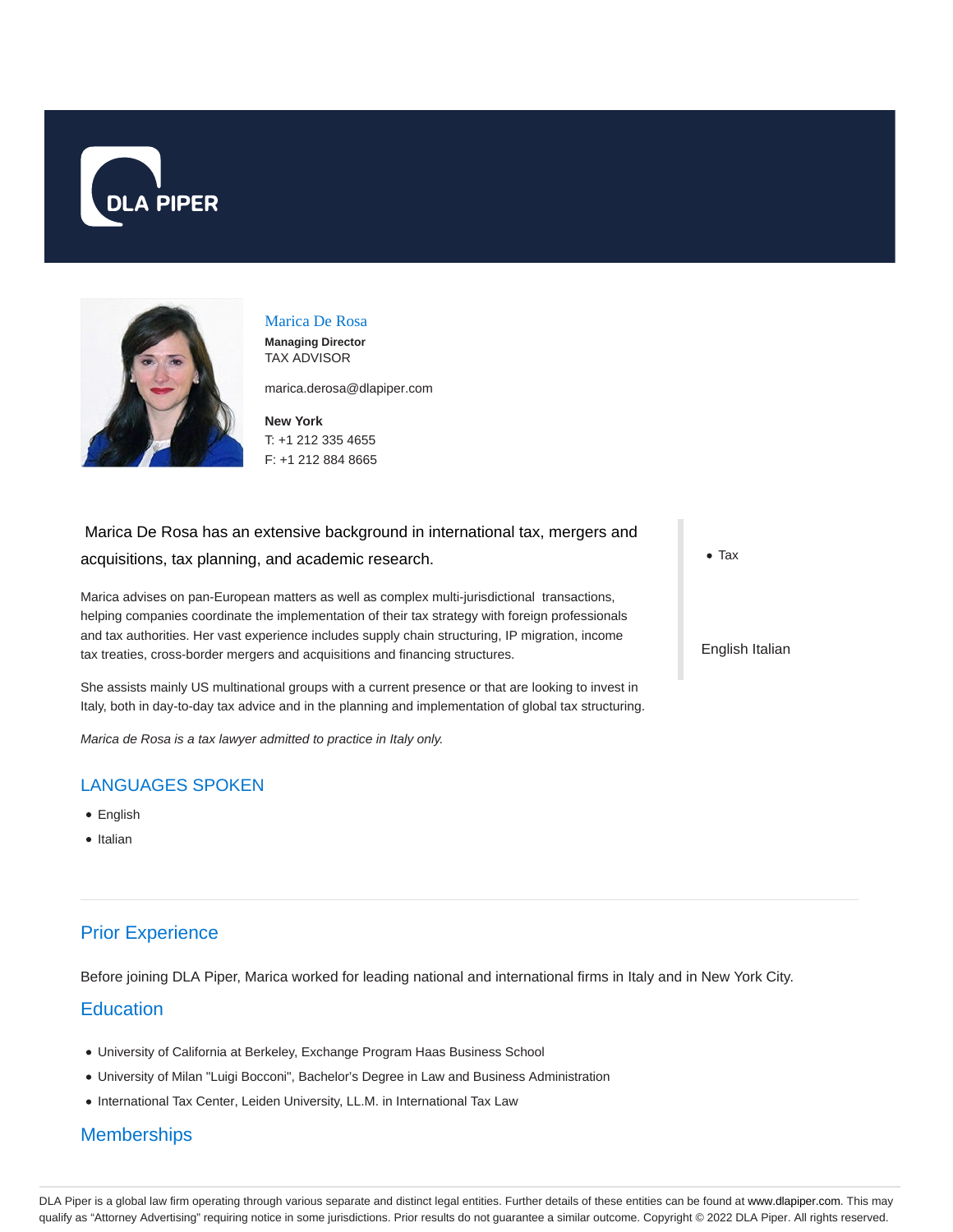# Marica De Rosa

**Managing Director**
TAX ADVISOR

marica.derosa@dlapiper.com

**New York**
T: +1 212 335 4655
F: +1 212 884 8665

Marica De Rosa has an extensive background in international tax, mergers and acquisitions, tax planning, and academic research.

Marica advises on pan-European matters as well as complex multi-jurisdictional transactions, helping companies coordinate the implementation of their tax strategy with foreign professionals and tax authorities. Her vast experience includes supply chain structuring, IP migration, income tax treaties, cross-border mergers and acquisitions and financing structures.

She assists mainly US multinational groups with a current presence or that are looking to invest in Italy, both in day-to-day tax advice and in the planning and implementation of global tax structuring.

*Marica de Rosa is a tax lawyer admitted to practice in Italy only.*

- Tax

English Italian

## LANGUAGES SPOKEN

- English
- Italian

## Prior Experience

Before joining DLA Piper, Marica worked for leading national and international firms in Italy and in New York City.

## Education

- University of California at Berkeley, Exchange Program Haas Business School
- University of Milan "Luigi Bocconi", Bachelor's Degree in Law and Business Administration
- International Tax Center, Leiden University, LL.M. in International Tax Law

## Memberships

DLA Piper is a global law firm operating through various separate and distinct legal entities. Further details of these entities can be found at www.dlapiper.com. This may qualify as "Attorney Advertising" requiring notice in some jurisdictions. Prior results do not guarantee a similar outcome. Copyright © 2022 DLA Piper. All rights reserved.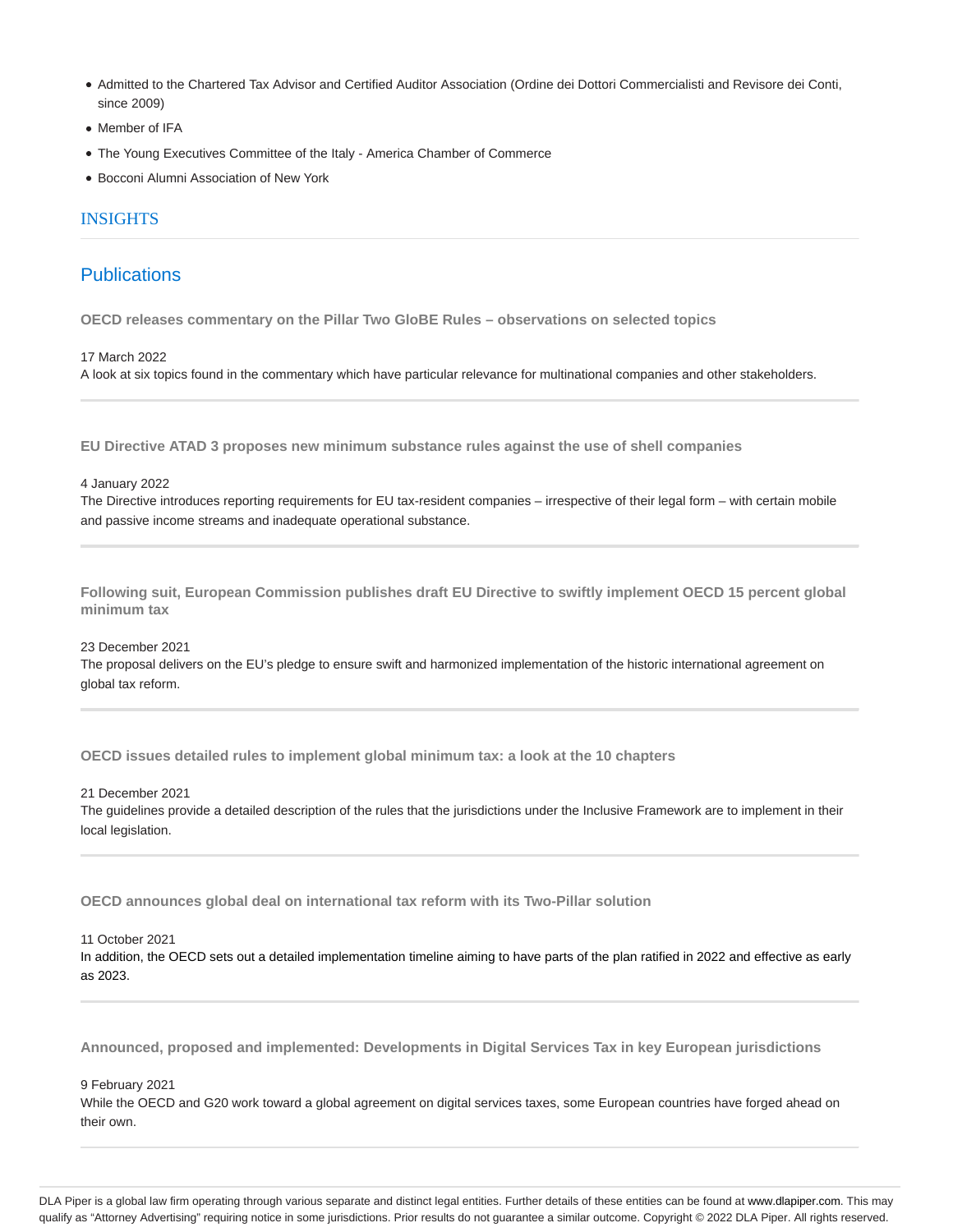- Admitted to the Chartered Tax Advisor and Certified Auditor Association (Ordine dei Dottori Commercialisti and Revisore dei Conti, since 2009)
- Member of IFA
- The Young Executives Committee of the Italy - America Chamber of Commerce
- Bocconi Alumni Association of New York

## INSIGHTS

## Publications

### OECD releases commentary on the Pillar Two GloBE Rules – observations on selected topics

17 March 2022

A look at six topics found in the commentary which have particular relevance for multinational companies and other stakeholders.

### EU Directive ATAD 3 proposes new minimum substance rules against the use of shell companies

4 January 2022

The Directive introduces reporting requirements for EU tax-resident companies – irrespective of their legal form – with certain mobile and passive income streams and inadequate operational substance.

### Following suit, European Commission publishes draft EU Directive to swiftly implement OECD 15 percent global minimum tax

23 December 2021

The proposal delivers on the EU's pledge to ensure swift and harmonized implementation of the historic international agreement on global tax reform.

### OECD issues detailed rules to implement global minimum tax: a look at the 10 chapters

21 December 2021

The guidelines provide a detailed description of the rules that the jurisdictions under the Inclusive Framework are to implement in their local legislation.

### OECD announces global deal on international tax reform with its Two-Pillar solution

11 October 2021

In addition, the OECD sets out a detailed implementation timeline aiming to have parts of the plan ratified in 2022 and effective as early as 2023.

### Announced, proposed and implemented: Developments in Digital Services Tax in key European jurisdictions

9 February 2021

While the OECD and G20 work toward a global agreement on digital services taxes, some European countries have forged ahead on their own.

DLA Piper is a global law firm operating through various separate and distinct legal entities. Further details of these entities can be found at www.dlapiper.com. This may qualify as "Attorney Advertising" requiring notice in some jurisdictions. Prior results do not guarantee a similar outcome. Copyright © 2022 DLA Piper. All rights reserved.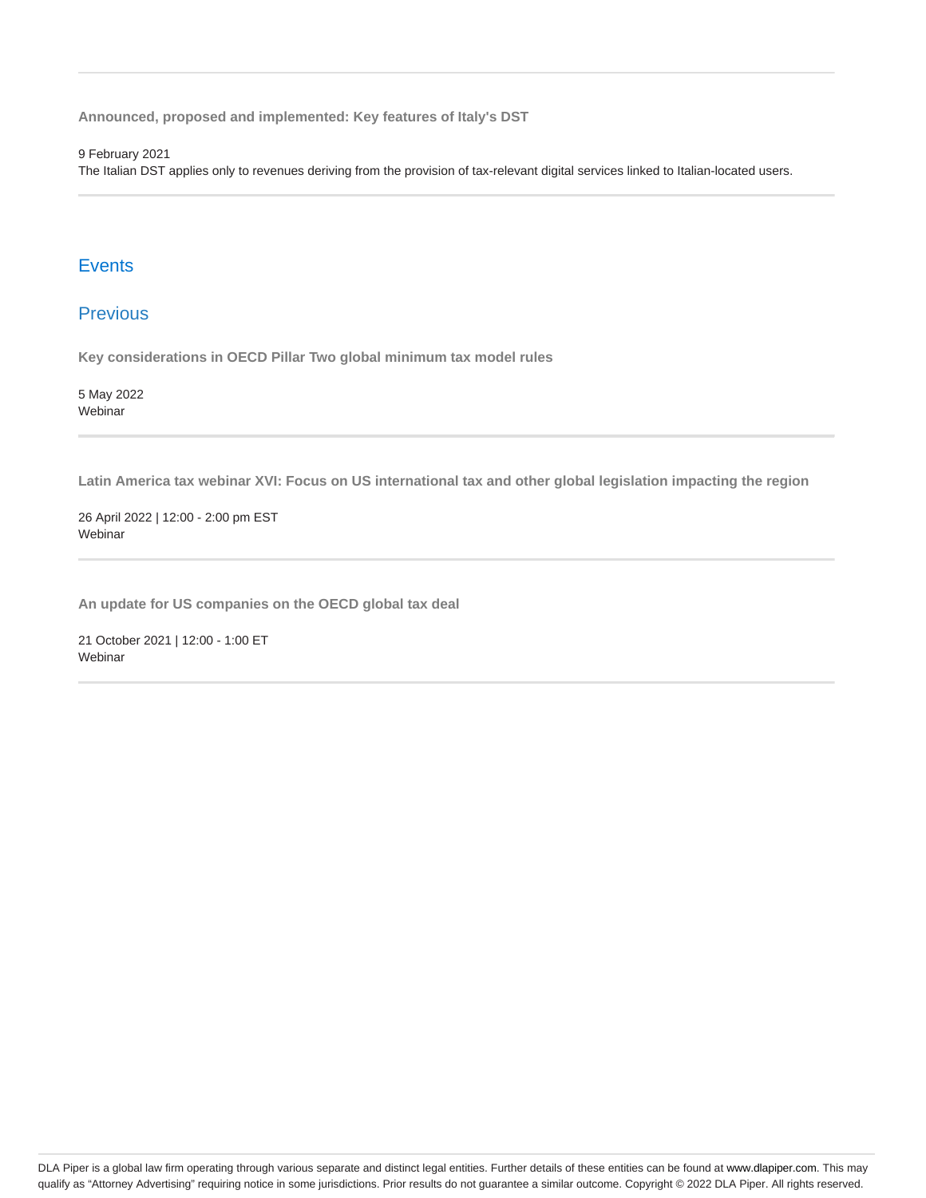**Announced, proposed and implemented: Key features of Italy's DST**

9 February 2021
The Italian DST applies only to revenues deriving from the provision of tax-relevant digital services linked to Italian-located users.

## Events

## Previous

**Key considerations in OECD Pillar Two global minimum tax model rules**

5 May 2022
Webinar

**Latin America tax webinar XVI: Focus on US international tax and other global legislation impacting the region**

26 April 2022 | 12:00 - 2:00 pm EST
Webinar

**An update for US companies on the OECD global tax deal**

21 October 2021 | 12:00 - 1:00 ET
Webinar

DLA Piper is a global law firm operating through various separate and distinct legal entities. Further details of these entities can be found at www.dlapiper.com. This may qualify as "Attorney Advertising" requiring notice in some jurisdictions. Prior results do not guarantee a similar outcome. Copyright © 2022 DLA Piper. All rights reserved.